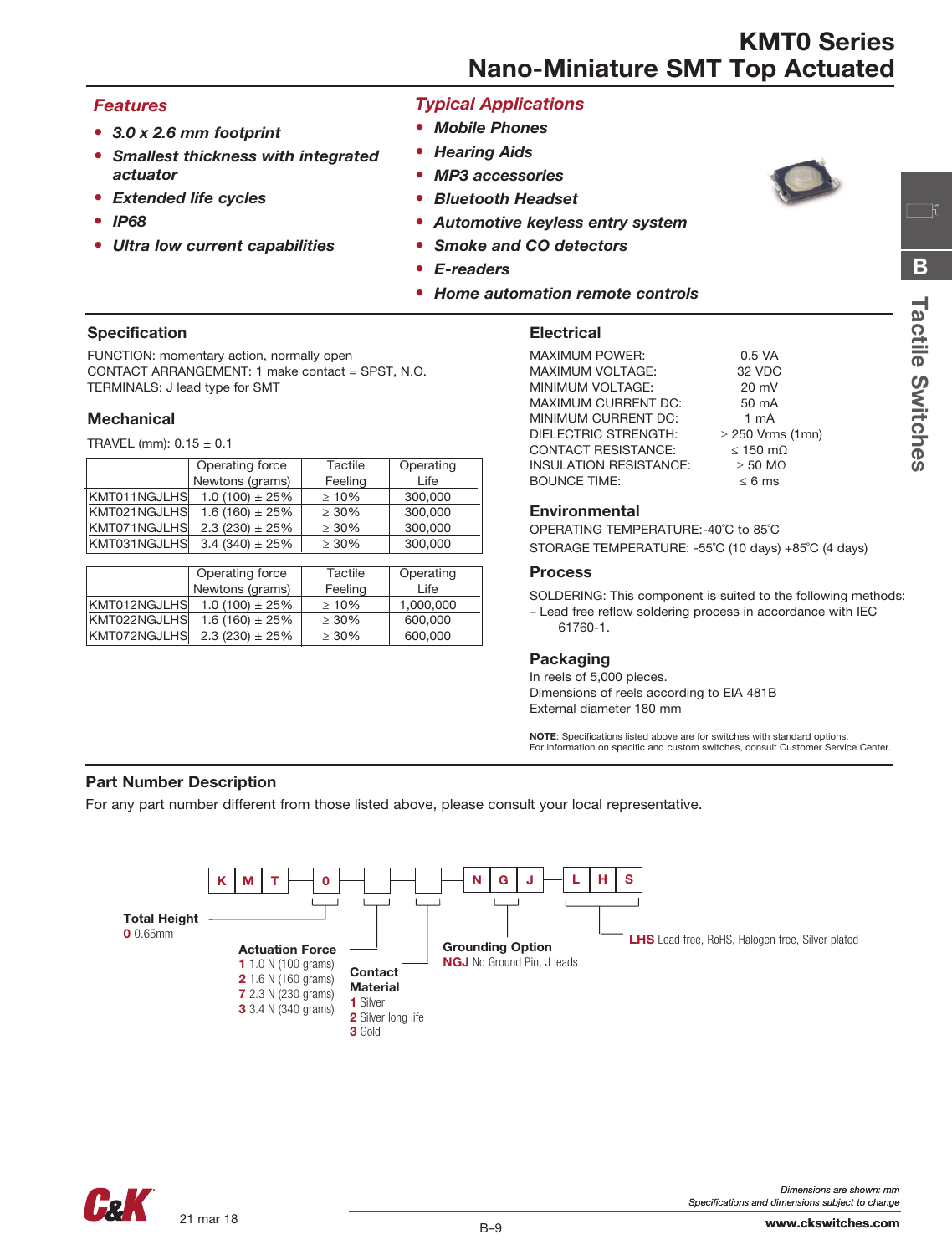# KMT0 Series
## Nano-Miniature SMT Top Actuated

### Features

- *3.0 x 2.6 mm footprint*
- *Smallest thickness with integrated actuator*
- *Extended life cycles*
- *IP68*
- *Ultra low current capabilities*

### Typical Applications

- *Mobile Phones*
- *Hearing Aids*
- *MP3 accessories*
- *Bluetooth Headset*
- *Automotive keyless entry system*
- *Smoke and CO detectors*
- *E-readers*
- *Home automation remote controls*

### Specification

FUNCTION: momentary action, normally open
CONTACT ARRANGEMENT: 1 make contact = SPST, N.O.
TERMINALS: J lead type for SMT

### Mechanical

TRAVEL (mm): 0.15 ± 0.1

| | Operating force Newtons (grams) | Tactile Feeling | Operating Life |
|---|---|---|---|
| KMT011NGJLHS | 1.0 (100) ± 25% | ≥ 10% | 300,000 |
| KMT021NGJLHS | 1.6 (160) ± 25% | ≥ 30% | 300,000 |
| KMT071NGJLHS | 2.3 (230) ± 25% | ≥ 30% | 300,000 |
| KMT031NGJLHS | 3.4 (340) ± 25% | ≥ 30% | 300,000 |

| | Operating force Newtons (grams) | Tactile Feeling | Operating Life |
|---|---|---|---|
| KMT012NGJLHS | 1.0 (100) ± 25% | ≥ 10% | 1,000,000 |
| KMT022NGJLHS | 1.6 (160) ± 25% | ≥ 30% | 600,000 |
| KMT072NGJLHS | 2.3 (230) ± 25% | ≥ 30% | 600,000 |

### Electrical

| | |
|---|---|
| MAXIMUM POWER: | 0.5 VA |
| MAXIMUM VOLTAGE: | 32 VDC |
| MINIMUM VOLTAGE: | 20 mV |
| MAXIMUM CURRENT DC: | 50 mA |
| MINIMUM CURRENT DC: | 1 mA |
| DIELECTRIC STRENGTH: | ≥ 250 Vrms (1mn) |
| CONTACT RESISTANCE: | ≤ 150 mΩ |
| INSULATION RESISTANCE: | ≥ 50 MΩ |
| BOUNCE TIME: | ≤ 6 ms |

### Environmental

OPERATING TEMPERATURE:-40°C to 85°C
STORAGE TEMPERATURE: -55°C (10 days) +85°C (4 days)

### Process

SOLDERING: This component is suited to the following methods:
– Lead free reflow soldering process in accordance with IEC 61760-1.

### Packaging

In reels of 5,000 pieces.
Dimensions of reels according to EIA 481B
External diameter 180 mm

**NOTE**: Specifications listed above are for switches with standard options.
For information on specific and custom switches, consult Customer Service Center.

### Part Number Description

For any part number different from those listed above, please consult your local representative.

K M T 0 [ ] [ ] N G J L H S

**Total Height**
**0** 0.65mm

**Actuation Force**
**1** 1.0 N (100 grams)
**2** 1.6 N (160 grams)
**7** 2.3 N (230 grams)
**3** 3.4 N (340 grams)

**Contact Material**
**1** Silver
**2** Silver long life
**3** Gold

**Grounding Option**
**NGJ** No Ground Pin, J leads

**LHS** Lead free, RoHS, Halogen free, Silver plated

21 mar 18

*Dimensions are shown: mm*
*Specifications and dimensions subject to change*
**www.ckswitches.com**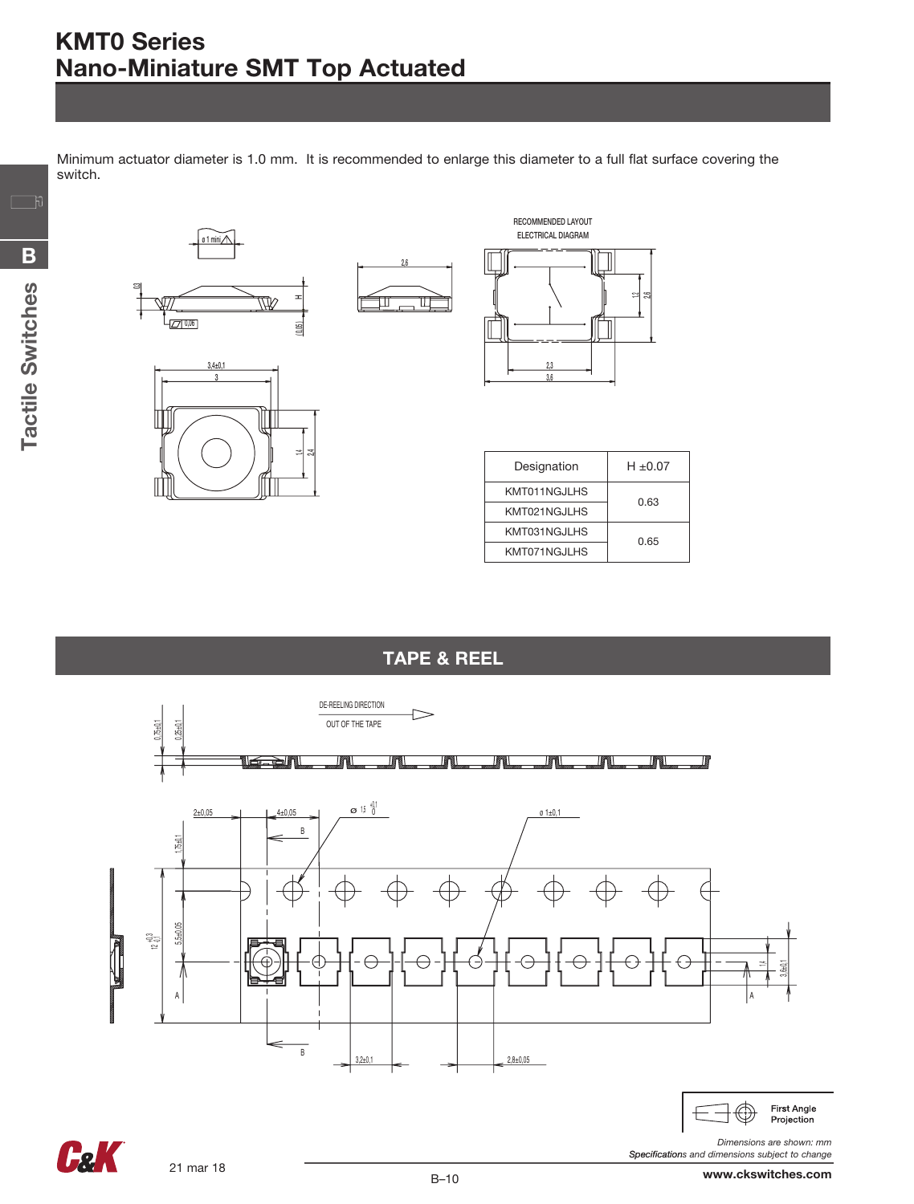# KMT0 Series
# Nano-Miniature SMT Top Actuated

Minimum actuator diameter is 1.0 mm. It is recommended to enlarge this diameter to a full flat surface covering the switch.

ø 1 mini
0,2
H
0,06
(0,05)
2,6
RECOMMENDED LAYOUT
ELECTRICAL DIAGRAM
1,2
2,6
2,3
3,6
3,4±0,1
3
1,4
2,4

| Designation | H ±0.07 |
|---|---|
| KMT011NGJLHS | 0.63 |
| KMT021NGJLHS | |
| KMT031NGJLHS | 0.65 |
| KMT071NGJLHS | |

## TAPE & REEL

DE-REELING DIRECTION
OUT OF THE TAPE
0,75±0,1
0,25±0,1
2±0,05
4±0,05
ø 1,5 +0,1 0
ø 1±0,1
B
1,75±0,1
5,5±0,05
12 +0,3 -0,1
A
1,4
3,6±0,1
A
B
3,2±0,1
2,8±0,05

First Angle Projection

*Dimensions are shown: mm*
*Specifications and dimensions subject to change*